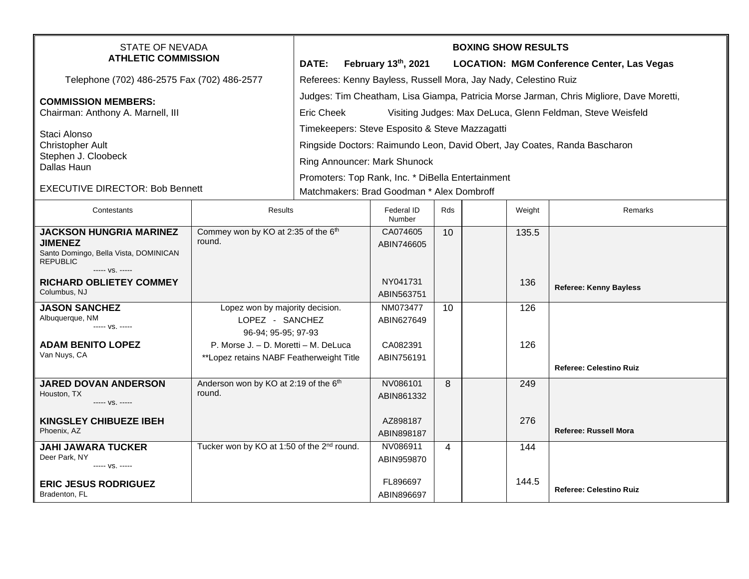STATE OF NEVADA
**ATHLETIC COMMISSION**

Telephone (702) 486-2575 Fax (702) 486-2577

**COMMISSION MEMBERS:**
Chairman: Anthony A. Marnell, III

Staci Alonso
Christopher Ault
Stephen J. Cloobeck
Dallas Haun

EXECUTIVE DIRECTOR: Bob Bennett

**BOXING SHOW RESULTS**

**DATE: February 13th, 2021 LOCATION: MGM Conference Center, Las Vegas**

Referees: Kenny Bayless, Russell Mora, Jay Nady, Celestino Ruiz

Judges: Tim Cheatham, Lisa Giampa, Patricia Morse Jarman, Chris Migliore, Dave Moretti, Eric Cheek Visiting Judges: Max DeLuca, Glenn Feldman, Steve Weisfeld

Timekeepers: Steve Esposito & Steve Mazzagatti

Ringside Doctors: Raimundo Leon, David Obert, Jay Coates, Randa Bascharon

Ring Announcer: Mark Shunock

Promoters: Top Rank, Inc. * DiBella Entertainment

Matchmakers: Brad Goodman * Alex Dombroff

| Contestants | Results | Federal ID Number | Rds | | Weight | Remarks |
|---|---|---|---|---|---|---|
| **JACKSON HUNGRIA MARINEZ JIMENEZ** Santo Domingo, Bella Vista, DOMINICAN REPUBLIC | Commey won by KO at 2:35 of the 6th round. | CA074605 ABIN746605 | 10 | | 135.5 | |
| ----- vs. ----- | | | | | | |
| **RICHARD OBLIETEY COMMEY** Columbus, NJ | | NY041731 ABIN563751 | | | 136 | **Referee: Kenny Bayless** |
| **JASON SANCHEZ** Albuquerque, NM | Lopez won by majority decision. LOPEZ - SANCHEZ 96-94; 95-95; 97-93 | NM073477 ABIN627649 | 10 | | 126 | |
| ----- vs. ----- | | | | | | |
| **ADAM BENITO LOPEZ** Van Nuys, CA | P. Morse J. – D. Moretti – M. DeLuca **Lopez retains NABF Featherweight Title | CA082391 ABIN756191 | | | 126 | **Referee: Celestino Ruiz** |
| **JARED DOVAN ANDERSON** Houston, TX | Anderson won by KO at 2:19 of the 6th round. | NV086101 ABIN861332 | 8 | | 249 | |
| ----- vs. ----- | | | | | | |
| **KINGSLEY CHIBUEZE IBEH** Phoenix, AZ | | AZ898187 ABIN898187 | | | 276 | **Referee: Russell Mora** |
| **JAHI JAWARA TUCKER** Deer Park, NY | Tucker won by KO at 1:50 of the 2nd round. | NV086911 ABIN959870 | 4 | | 144 | |
| ----- vs. ----- | | | | | | |
| **ERIC JESUS RODRIGUEZ** Bradenton, FL | | FL896697 ABIN896697 | | | 144.5 | **Referee: Celestino Ruiz** |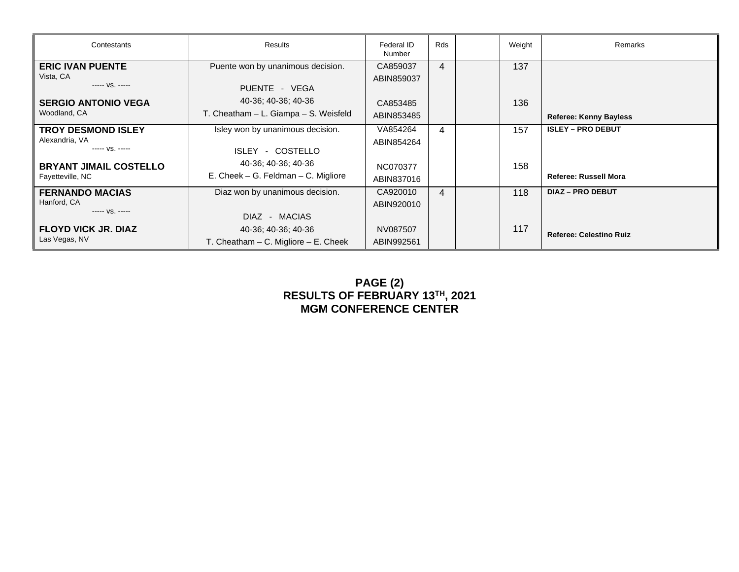| Contestants | Results | Federal ID Number | Rds | | Weight | Remarks |
|---|---|---|---|---|---|---|
| **ERIC IVAN PUENTE**<br>Vista, CA<br>----- vs. -----<br>**SERGIO ANTONIO VEGA**<br>Woodland, CA | Puente won by unanimous decision.<br>PUENTE - VEGA<br>40-36; 40-36; 40-36<br>T. Cheatham – L. Giampa – S. Weisfeld | CA859037<br>ABIN859037<br>CA853485<br>ABIN853485 | 4 | | 137<br>136 | **Referee: Kenny Bayless** |
| **TROY DESMOND ISLEY**<br>Alexandria, VA<br>----- vs. -----<br>**BRYANT JIMAIL COSTELLO**<br>Fayetteville, NC | Isley won by unanimous decision.<br>ISLEY - COSTELLO<br>40-36; 40-36; 40-36<br>E. Cheek – G. Feldman – C. Migliore | VA854264<br>ABIN854264<br>NC070377<br>ABIN837016 | 4 | | 157<br>158 | **ISLEY – PRO DEBUT**<br>**Referee: Russell Mora** |
| **FERNANDO MACIAS**<br>Hanford, CA<br>----- vs. -----<br>**FLOYD VICK JR. DIAZ**<br>Las Vegas, NV | Diaz won by unanimous decision.<br>DIAZ - MACIAS<br>40-36; 40-36; 40-36<br>T. Cheatham – C. Migliore – E. Cheek | CA920010<br>ABIN920010<br>NV087507<br>ABIN992561 | 4 | | 118<br>117 | **DIAZ – PRO DEBUT**<br>**Referee: Celestino Ruiz** |

**PAGE (2)**
**RESULTS OF FEBRUARY 13TH, 2021**
**MGM CONFERENCE CENTER**